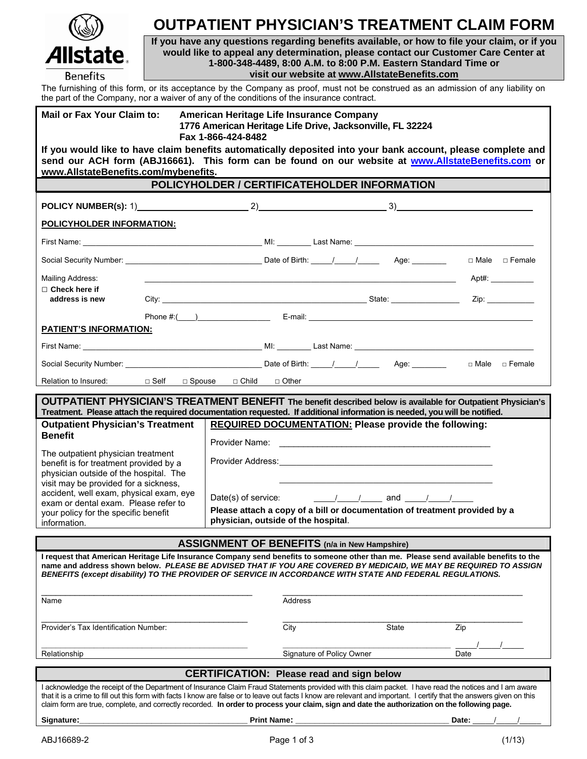Allstate Benefits

# OUTPATIENT PHYSICIAN'S TREATMENT CLAIM FORM

**If you have any questions regarding benefits available, or how to file your claim, or if you would like to appeal any determination, please contact our Customer Care Center at 1-800-348-4489, 8:00 A.M. to 8:00 P.M. Eastern Standard Time or visit our website at www.AllstateBenefits.com**

The furnishing of this form, or its acceptance by the Company as proof, must not be construed as an admission of any liability on the part of the Company, nor a waiver of any of the conditions of the insurance contract.

**Mail or Fax Your Claim to:** **American Heritage Life Insurance Company**
**1776 American Heritage Life Drive, Jacksonville, FL 32224**
**Fax 1-866-424-8482**

**If you would like to have claim benefits automatically deposited into your bank account, please complete and send our ACH form (ABJ16661). This form can be found on our website at www.AllstateBenefits.com or www.AllstateBenefits.com/mybenefits.**

## POLICYHOLDER / CERTIFICATEHOLDER INFORMATION

**POLICY NUMBER(S):** 1)________________ 2)________________ 3)________________

**POLICYHOLDER INFORMATION:**

First Name: ____________________ MI: ______ Last Name: ____________________

Social Security Number: ____________________ Date of Birth: ____/____/____ Age: ______ □ Male □ Female

Mailing Address: ________________________________________ Apt#: ________

□ **Check here if address is new**

City: ____________________ State: __________ Zip: ________

Phone #:(____)____________ E-mail: ____________________

**PATIENT'S INFORMATION:**

First Name: ____________________ MI: ______ Last Name: ____________________

Social Security Number: ____________________ Date of Birth: ____/____/____ Age: ______ □ Male □ Female

Relation to Insured: □ Self □ Spouse □ Child □ Other

## OUTPATIENT PHYSICIAN'S TREATMENT BENEFIT

**The benefit described below is available for Outpatient Physician's Treatment. Please attach the required documentation requested. If additional information is needed, you will be notified.**

| **Outpatient Physician's Treatment Benefit** | **REQUIRED DOCUMENTATION: Please provide the following:** |
|---|---|
| The outpatient physician treatment benefit is for treatment provided by a physician outside of the hospital. The visit may be provided for a sickness, accident, well exam, physical exam, eye exam or dental exam. Please refer to your policy for the specific benefit information. | Provider Name: ____________________<br>Provider Address: ____________________<br>____________________<br>Date(s) of service: ____/____/____ and ____/____/____<br>**Please attach a copy of a bill or documentation of treatment provided by a physician, outside of the hospital**. |

## ASSIGNMENT OF BENEFITS (n/a in New Hampshire)

**I request that American Heritage Life Insurance Company send benefits to someone other than me. Please send available benefits to the name and address shown below. *PLEASE BE ADVISED THAT IF YOU ARE COVERED BY MEDICAID, WE MAY BE REQUIRED TO ASSIGN BENEFITS (except disability) TO THE PROVIDER OF SERVICE IN ACCORDANCE WITH STATE AND FEDERAL REGULATIONS.***

____________________ Name

____________________ Address

____________________ Provider's Tax Identification Number:

____________________ City ________ State ________ Zip

____________________ Relationship

____________________ Signature of Policy Owner ____/____/____ Date

## CERTIFICATION: Please read and sign below

I acknowledge the receipt of the Department of Insurance Claim Fraud Statements provided with this claim packet. I have read the notices and I am aware that it is a crime to fill out this form with facts I know are false or to leave out facts I know are relevant and important. I certify that the answers given on this claim form are true, complete, and correctly recorded. **In order to process your claim, sign and date the authorization on the following page.**

**Signature:**____________________ **Print Name:** ____________________ **Date:** ____/____/____

ABJ16689-2 (1/13)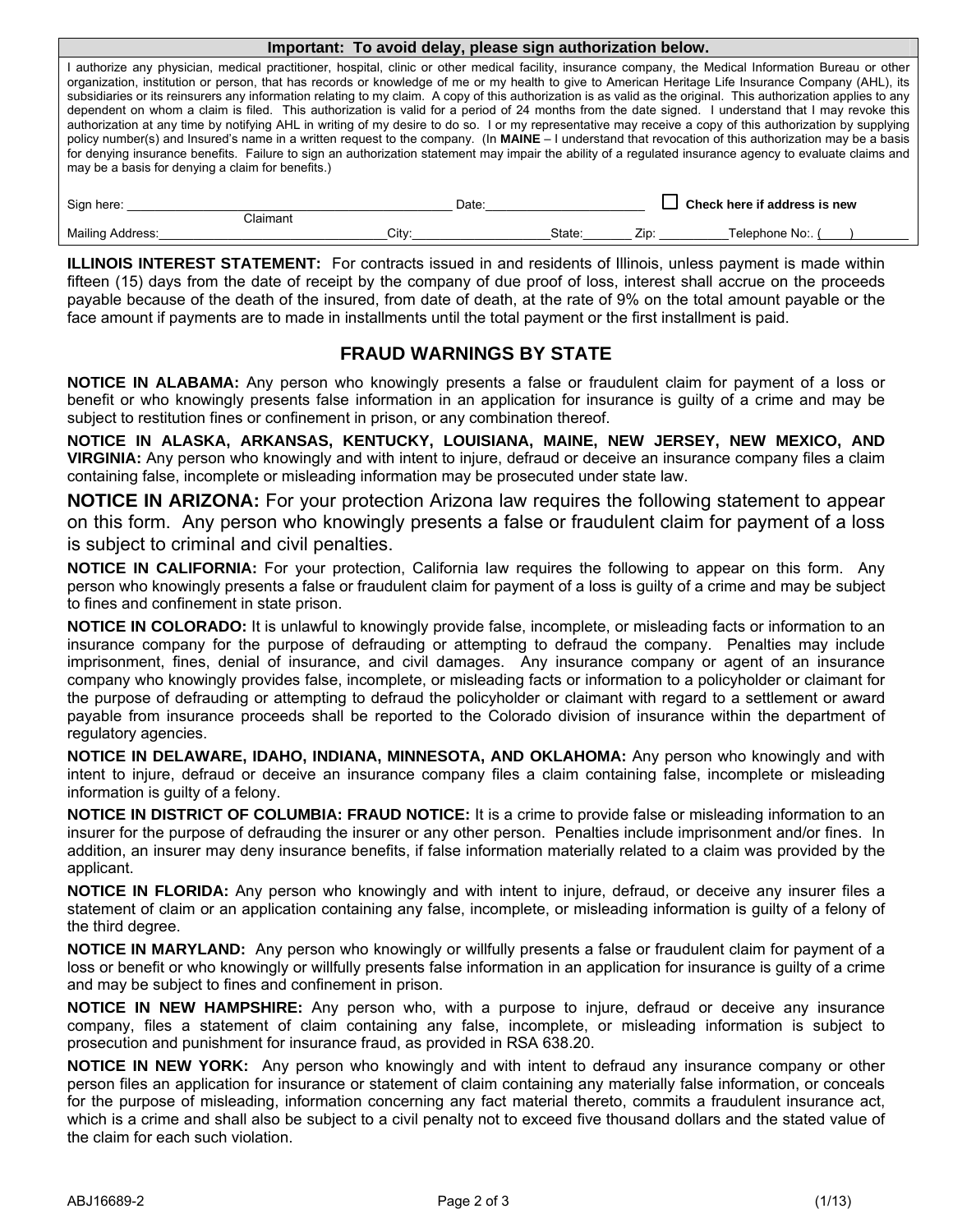**Important: To avoid delay, please sign authorization below.**

I authorize any physician, medical practitioner, hospital, clinic or other medical facility, insurance company, the Medical Information Bureau or other organization, institution or person, that has records or knowledge of me or my health to give to American Heritage Life Insurance Company (AHL), its subsidiaries or its reinsurers any information relating to my claim. A copy of this authorization is as valid as the original. This authorization applies to any dependent on whom a claim is filed. This authorization is valid for a period of 24 months from the date signed. I understand that I may revoke this authorization at any time by notifying AHL in writing of my desire to do so. I or my representative may receive a copy of this authorization by supplying policy number(s) and Insured's name in a written request to the company. (In **MAINE** – I understand that revocation of this authorization may be a basis for denying insurance benefits. Failure to sign an authorization statement may impair the ability of a regulated insurance agency to evaluate claims and may be a basis for denying a claim for benefits.)

Sign here: ______________________________ Date: ______________ ☐ **Check here if address is new**
Claimant

Mailing Address: ______________________ City: ______________ State: ______ Zip: ________ Telephone No:. (____) ________

**ILLINOIS INTEREST STATEMENT:** For contracts issued in and residents of Illinois, unless payment is made within fifteen (15) days from the date of receipt by the company of due proof of loss, interest shall accrue on the proceeds payable because of the death of the insured, from date of death, at the rate of 9% on the total amount payable or the face amount if payments are to made in installments until the total payment or the first installment is paid.

## FRAUD WARNINGS BY STATE

**NOTICE IN ALABAMA:** Any person who knowingly presents a false or fraudulent claim for payment of a loss or benefit or who knowingly presents false information in an application for insurance is guilty of a crime and may be subject to restitution fines or confinement in prison, or any combination thereof.

**NOTICE IN ALASKA, ARKANSAS, KENTUCKY, LOUISIANA, MAINE, NEW JERSEY, NEW MEXICO, AND VIRGINIA:** Any person who knowingly and with intent to injure, defraud or deceive an insurance company files a claim containing false, incomplete or misleading information may be prosecuted under state law.

**NOTICE IN ARIZONA:** For your protection Arizona law requires the following statement to appear on this form. Any person who knowingly presents a false or fraudulent claim for payment of a loss is subject to criminal and civil penalties.

**NOTICE IN CALIFORNIA:** For your protection, California law requires the following to appear on this form. Any person who knowingly presents a false or fraudulent claim for payment of a loss is guilty of a crime and may be subject to fines and confinement in state prison.

**NOTICE IN COLORADO:** It is unlawful to knowingly provide false, incomplete, or misleading facts or information to an insurance company for the purpose of defrauding or attempting to defraud the company. Penalties may include imprisonment, fines, denial of insurance, and civil damages. Any insurance company or agent of an insurance company who knowingly provides false, incomplete, or misleading facts or information to a policyholder or claimant for the purpose of defrauding or attempting to defraud the policyholder or claimant with regard to a settlement or award payable from insurance proceeds shall be reported to the Colorado division of insurance within the department of regulatory agencies.

**NOTICE IN DELAWARE, IDAHO, INDIANA, MINNESOTA, AND OKLAHOMA:** Any person who knowingly and with intent to injure, defraud or deceive an insurance company files a claim containing false, incomplete or misleading information is guilty of a felony.

**NOTICE IN DISTRICT OF COLUMBIA: FRAUD NOTICE:** It is a crime to provide false or misleading information to an insurer for the purpose of defrauding the insurer or any other person. Penalties include imprisonment and/or fines. In addition, an insurer may deny insurance benefits, if false information materially related to a claim was provided by the applicant.

**NOTICE IN FLORIDA:** Any person who knowingly and with intent to injure, defraud, or deceive any insurer files a statement of claim or an application containing any false, incomplete, or misleading information is guilty of a felony of the third degree.

**NOTICE IN MARYLAND:** Any person who knowingly or willfully presents a false or fraudulent claim for payment of a loss or benefit or who knowingly or willfully presents false information in an application for insurance is guilty of a crime and may be subject to fines and confinement in prison.

**NOTICE IN NEW HAMPSHIRE:** Any person who, with a purpose to injure, defraud or deceive any insurance company, files a statement of claim containing any false, incomplete, or misleading information is subject to prosecution and punishment for insurance fraud, as provided in RSA 638.20.

**NOTICE IN NEW YORK:** Any person who knowingly and with intent to defraud any insurance company or other person files an application for insurance or statement of claim containing any materially false information, or conceals for the purpose of misleading, information concerning any fact material thereto, commits a fraudulent insurance act, which is a crime and shall also be subject to a civil penalty not to exceed five thousand dollars and the stated value of the claim for each such violation.

ABJ16689-2 (1/13)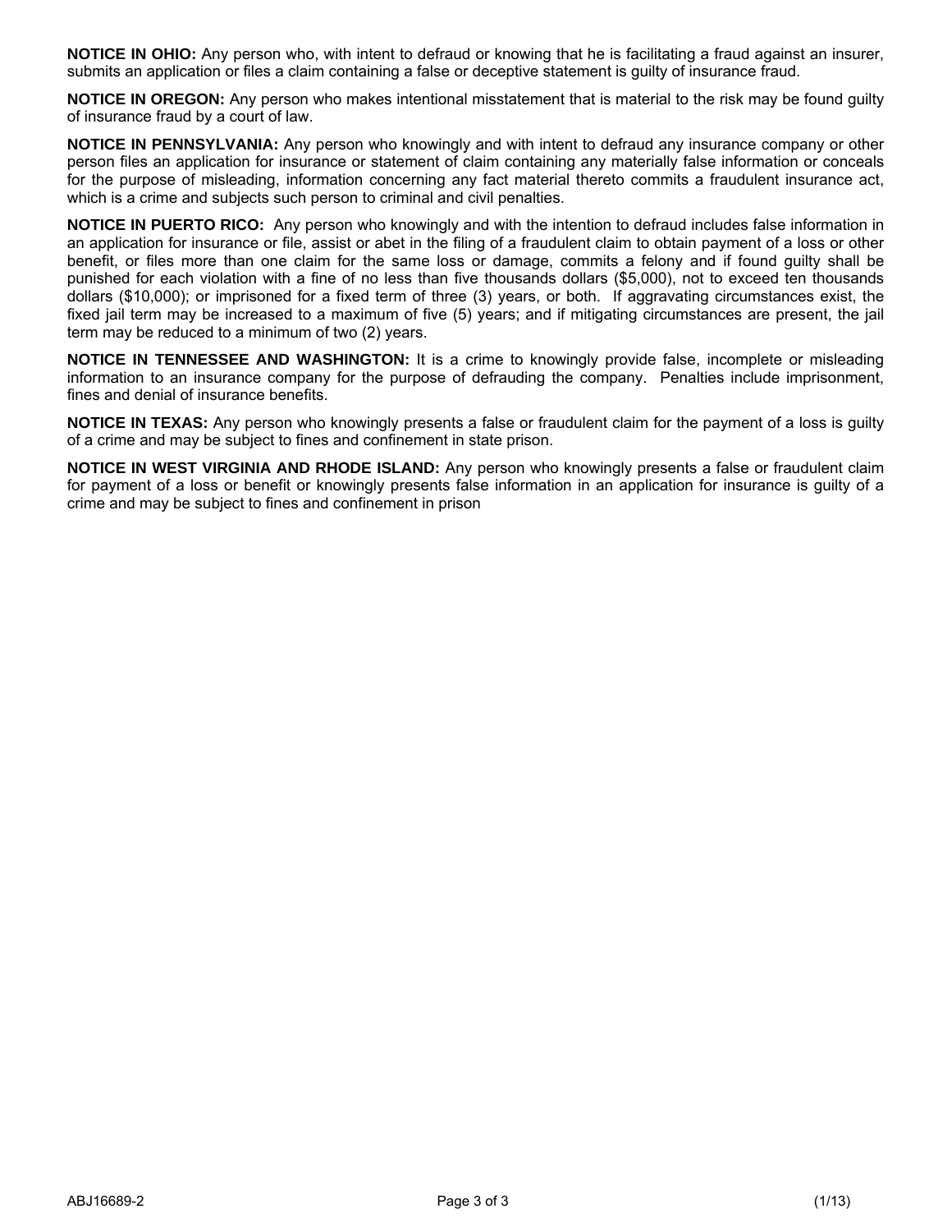**NOTICE IN OHIO:** Any person who, with intent to defraud or knowing that he is facilitating a fraud against an insurer, submits an application or files a claim containing a false or deceptive statement is guilty of insurance fraud.

**NOTICE IN OREGON:** Any person who makes intentional misstatement that is material to the risk may be found guilty of insurance fraud by a court of law.

**NOTICE IN PENNSYLVANIA:** Any person who knowingly and with intent to defraud any insurance company or other person files an application for insurance or statement of claim containing any materially false information or conceals for the purpose of misleading, information concerning any fact material thereto commits a fraudulent insurance act, which is a crime and subjects such person to criminal and civil penalties.

**NOTICE IN PUERTO RICO:** Any person who knowingly and with the intention to defraud includes false information in an application for insurance or file, assist or abet in the filing of a fraudulent claim to obtain payment of a loss or other benefit, or files more than one claim for the same loss or damage, commits a felony and if found guilty shall be punished for each violation with a fine of no less than five thousands dollars ($5,000), not to exceed ten thousands dollars ($10,000); or imprisoned for a fixed term of three (3) years, or both. If aggravating circumstances exist, the fixed jail term may be increased to a maximum of five (5) years; and if mitigating circumstances are present, the jail term may be reduced to a minimum of two (2) years.

**NOTICE IN TENNESSEE AND WASHINGTON:** It is a crime to knowingly provide false, incomplete or misleading information to an insurance company for the purpose of defrauding the company. Penalties include imprisonment, fines and denial of insurance benefits.

**NOTICE IN TEXAS:** Any person who knowingly presents a false or fraudulent claim for the payment of a loss is guilty of a crime and may be subject to fines and confinement in state prison.

**NOTICE IN WEST VIRGINIA AND RHODE ISLAND:** Any person who knowingly presents a false or fraudulent claim for payment of a loss or benefit or knowingly presents false information in an application for insurance is guilty of a crime and may be subject to fines and confinement in prison

ABJ16689-2 (1/13)